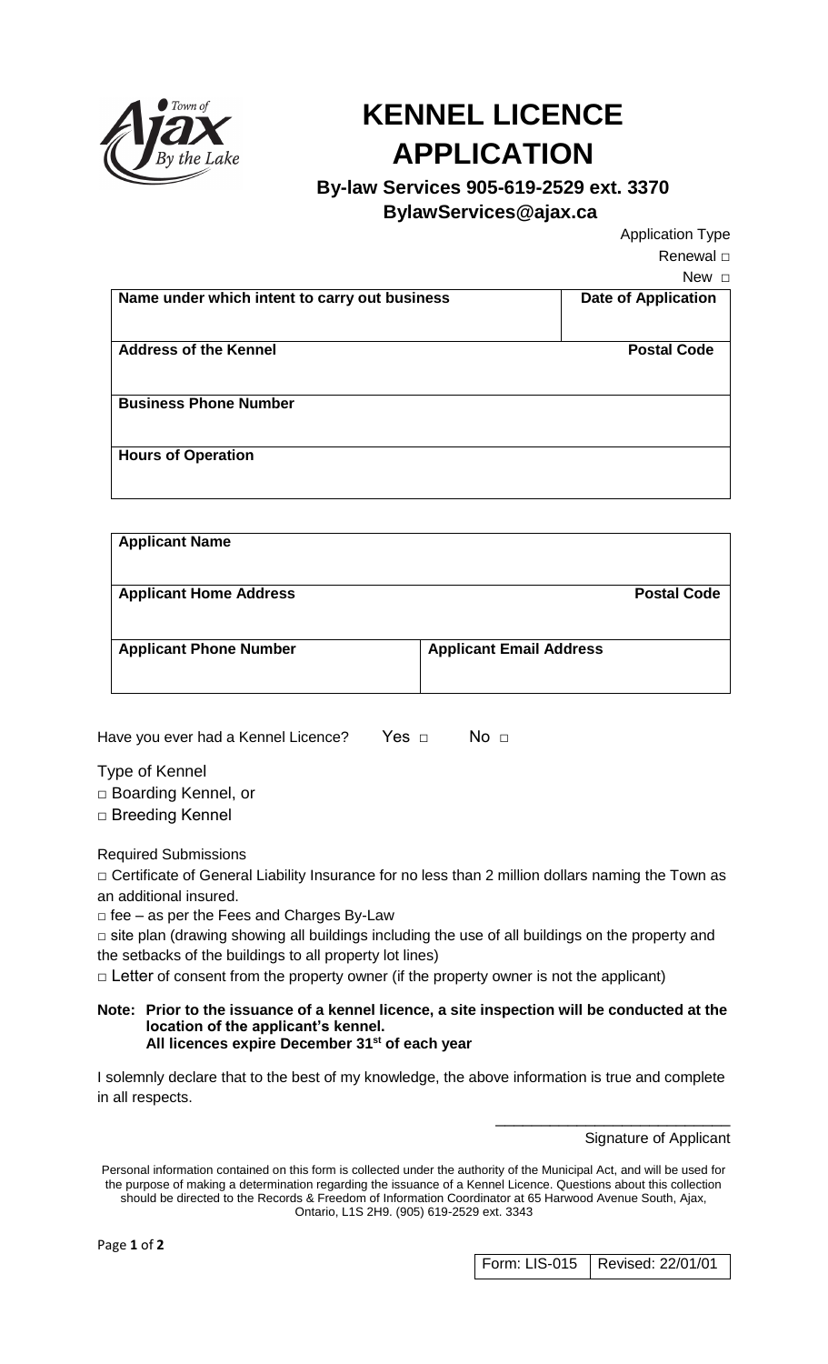# KENNEL LICENCE APPLICATION

**By-law Services 905-619-2529 ext. 3370**
**BylawServices@ajax.ca**

Application Type
Renewal □
New □

| Name under which intent to carry out business | Date of Application |
|---|---|
| **Address of the Kennel** | **Postal Code** |
| **Business Phone Number** | |
| **Hours of Operation** | |

| Applicant Name | |
|---|---|
| **Applicant Home Address** | **Postal Code** |
| **Applicant Phone Number** | **Applicant Email Address** |

Have you ever had a Kennel Licence? Yes □ No □

Type of Kennel
□ Boarding Kennel, or
□ Breeding Kennel

Required Submissions

□ Certificate of General Liability Insurance for no less than 2 million dollars naming the Town as an additional insured.
□ fee – as per the Fees and Charges By-Law
□ site plan (drawing showing all buildings including the use of all buildings on the property and the setbacks of the buildings to all property lot lines)
□ Letter of consent from the property owner (if the property owner is not the applicant)

**Note: Prior to the issuance of a kennel licence, a site inspection will be conducted at the location of the applicant's kennel.**
**All licences expire December 31st of each year**

I solemnly declare that to the best of my knowledge, the above information is true and complete in all respects.

_____________________________
Signature of Applicant

Personal information contained on this form is collected under the authority of the Municipal Act, and will be used for the purpose of making a determination regarding the issuance of a Kennel Licence. Questions about this collection should be directed to the Records & Freedom of Information Coordinator at 65 Harwood Avenue South, Ajax, Ontario, L1S 2H9. (905) 619-2529 ext. 3343

| Form: LIS-015 | Revised: 22/01/01 |
|---|---|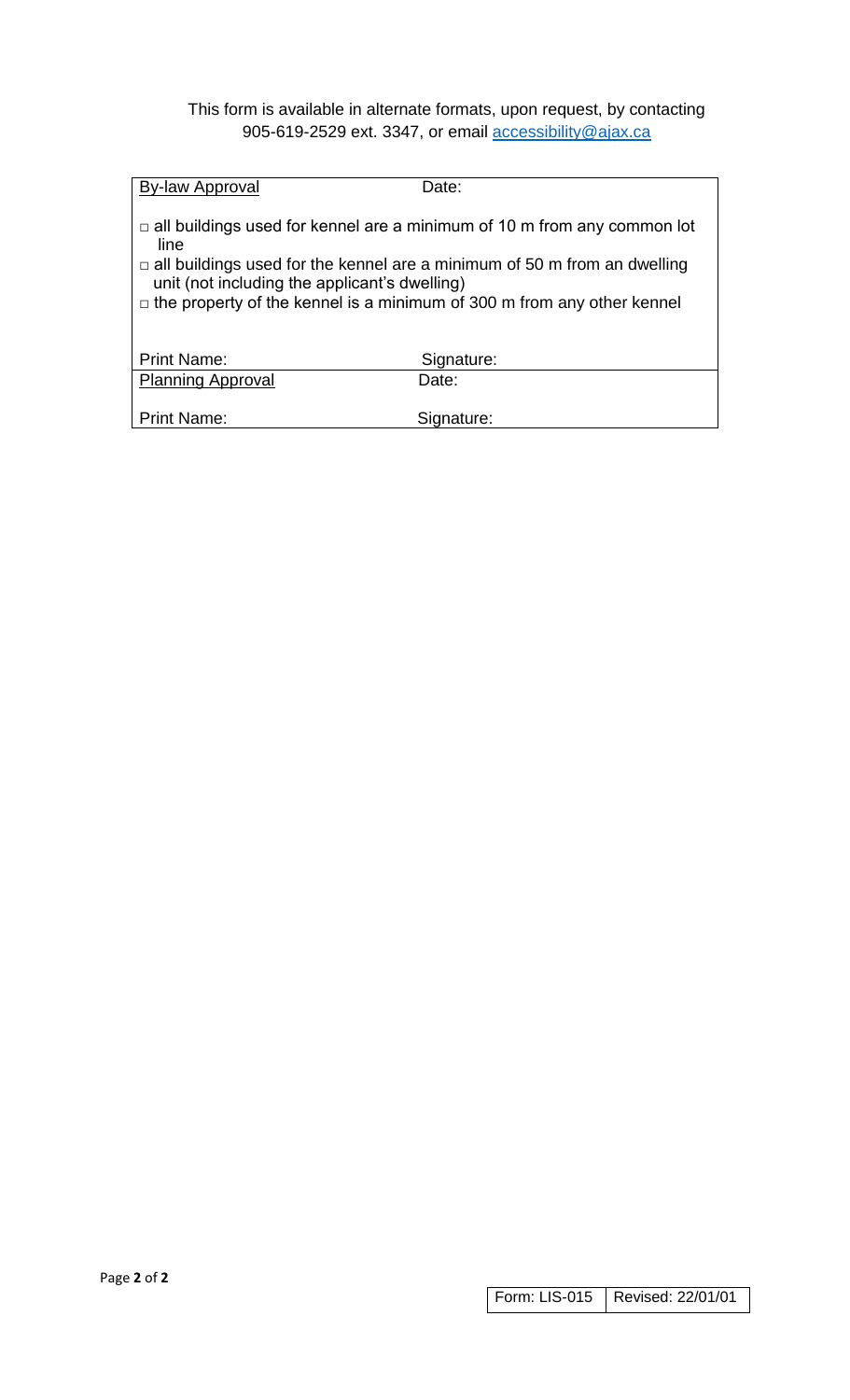This form is available in alternate formats, upon request, by contacting 905-619-2529 ext. 3347, or email accessibility@ajax.ca

| | |
|---|---|
| By-law Approval | Date: |
| □ all buildings used for kennel are a minimum of 10 m from any common lot line<br>□ all buildings used for the kennel are a minimum of 50 m from an dwelling unit (not including the applicant's dwelling)<br>□ the property of the kennel is a minimum of 300 m from any other kennel | |
| Print Name: | Signature: |
| Planning Approval | Date: |
| Print Name: | Signature: |

| | |
|---|---|
| Form: LIS-015 | Revised: 22/01/01 |